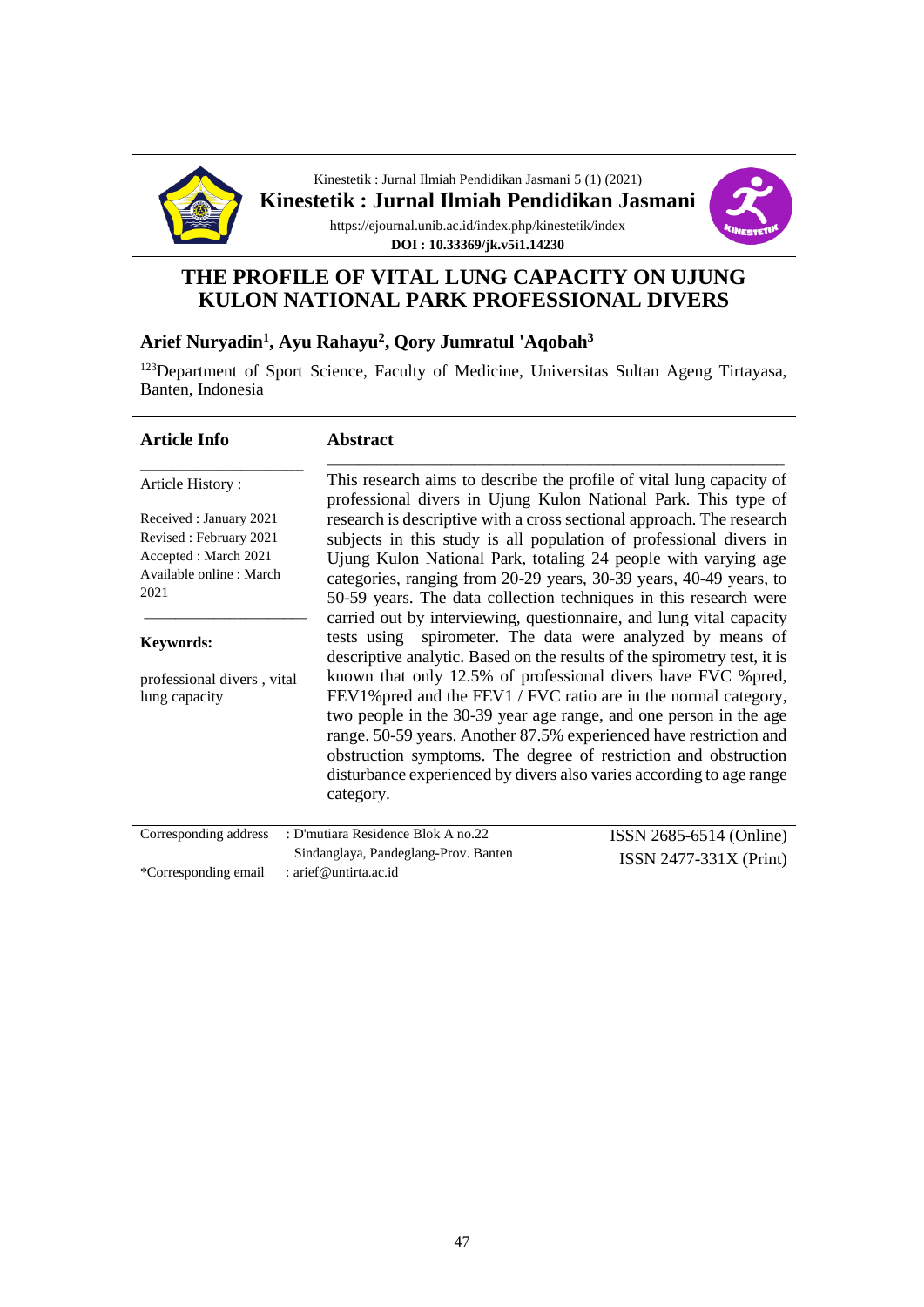Kinestetik : Jurnal Ilmiah Pendidikan Jasmani 5 (1) (2021)

**Kinestetik : Jurnal Ilmiah Pendidikan Jasmani**

https://ejournal.unib.ac.id/index.php/kinestetik/index

**DOI : 10.33369/jk.v5i1.14230**

# THE PROFILE OF VITAL LUNG CAPACITY ON UJUNG KULON NATIONAL PARK PROFESSIONAL DIVERS

**Arief Nuryadin[1], Ayu Rahayu[2], Qory Jumratul 'Aqobah[3]**

[123]Department of Sport Science, Faculty of Medicine, Universitas Sultan Ageng Tirtayasa, Banten, Indonesia

## Article Info

Article History :

Received : January 2021
Revised : February 2021
Accepted : March 2021
Available online : March 2021

**Keywords:**

professional divers , vital lung capacity

## Abstract

This research aims to describe the profile of vital lung capacity of professional divers in Ujung Kulon National Park. This type of research is descriptive with a cross sectional approach. The research subjects in this study is all population of professional divers in Ujung Kulon National Park, totaling 24 people with varying age categories, ranging from 20-29 years, 30-39 years, 40-49 years, to 50-59 years. The data collection techniques in this research were carried out by interviewing, questionnaire, and lung vital capacity tests using spirometer. The data were analyzed by means of descriptive analytic. Based on the results of the spirometry test, it is known that only 12.5% of professional divers have FVC %pred, FEV1%pred and the FEV1 / FVC ratio are in the normal category, two people in the 30-39 year age range, and one person in the age range. 50-59 years. Another 87.5% experienced have restriction and obstruction symptoms. The degree of restriction and obstruction disturbance experienced by divers also varies according to age range category.

Corresponding address : D'mutiara Residence Blok A no.22 Sindanglaya, Pandeglang-Prov. Banten

*Corresponding email : arief@untirta.ac.id

ISSN 2685-6514 (Online)
ISSN 2477-331X (Print)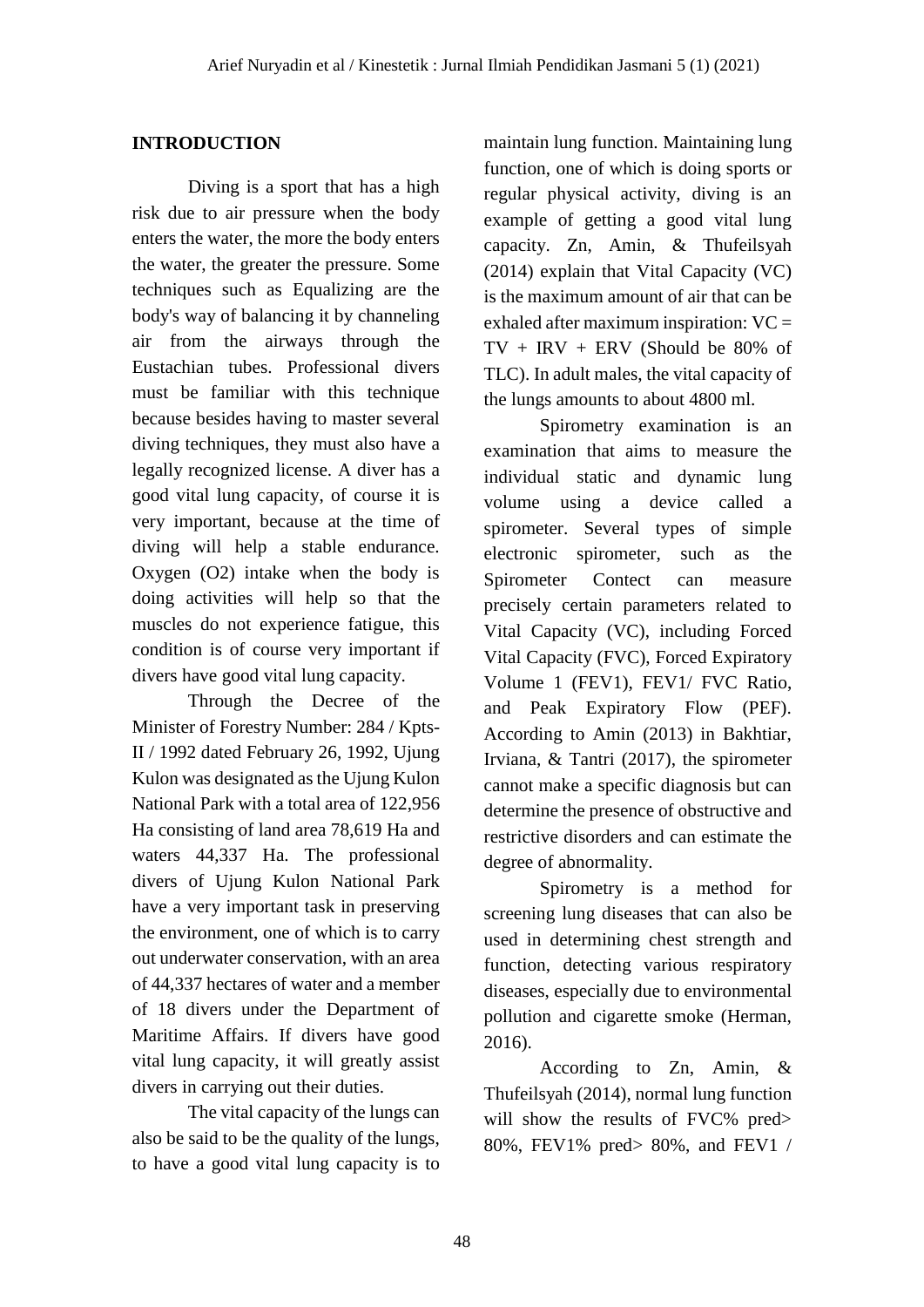## INTRODUCTION

Diving is a sport that has a high risk due to air pressure when the body enters the water, the more the body enters the water, the greater the pressure. Some techniques such as Equalizing are the body's way of balancing it by channeling air from the airways through the Eustachian tubes. Professional divers must be familiar with this technique because besides having to master several diving techniques, they must also have a legally recognized license. A diver has a good vital lung capacity, of course it is very important, because at the time of diving will help a stable endurance. Oxygen ($O_2$) intake when the body is doing activities will help so that the muscles do not experience fatigue, this condition is of course very important if divers have good vital lung capacity.

Through the Decree of the Minister of Forestry Number: 284 / Kpts-II / 1992 dated February 26, 1992, Ujung Kulon was designated as the Ujung Kulon National Park with a total area of 122,956 Ha consisting of land area 78,619 Ha and waters 44,337 Ha. The professional divers of Ujung Kulon National Park have a very important task in preserving the environment, one of which is to carry out underwater conservation, with an area of 44,337 hectares of water and a member of 18 divers under the Department of Maritime Affairs. If divers have good vital lung capacity, it will greatly assist divers in carrying out their duties.

The vital capacity of the lungs can also be said to be the quality of the lungs, to have a good vital lung capacity is to maintain lung function. Maintaining lung function, one of which is doing sports or regular physical activity, diving is an example of getting a good vital lung capacity. Zn, Amin, & Thufeilsyah (2014) explain that Vital Capacity (VC) is the maximum amount of air that can be exhaled after maximum inspiration: VC = TV + IRV + ERV (Should be 80% of TLC). In adult males, the vital capacity of the lungs amounts to about 4800 ml.

Spirometry examination is an examination that aims to measure the individual static and dynamic lung volume using a device called a spirometer. Several types of simple electronic spirometer, such as the Spirometer Contect can measure precisely certain parameters related to Vital Capacity (VC), including Forced Vital Capacity (FVC), Forced Expiratory Volume 1 (FEV1), FEV1/ FVC Ratio, and Peak Expiratory Flow (PEF). According to Amin (2013) in Bakhtiar, Irviana, & Tantri (2017), the spirometer cannot make a specific diagnosis but can determine the presence of obstructive and restrictive disorders and can estimate the degree of abnormality.

Spirometry is a method for screening lung diseases that can also be used in determining chest strength and function, detecting various respiratory diseases, especially due to environmental pollution and cigarette smoke (Herman, 2016).

According to Zn, Amin, & Thufeilsyah (2014), normal lung function will show the results of FVC% pred> 80%, FEV1% pred> 80%, and FEV1 /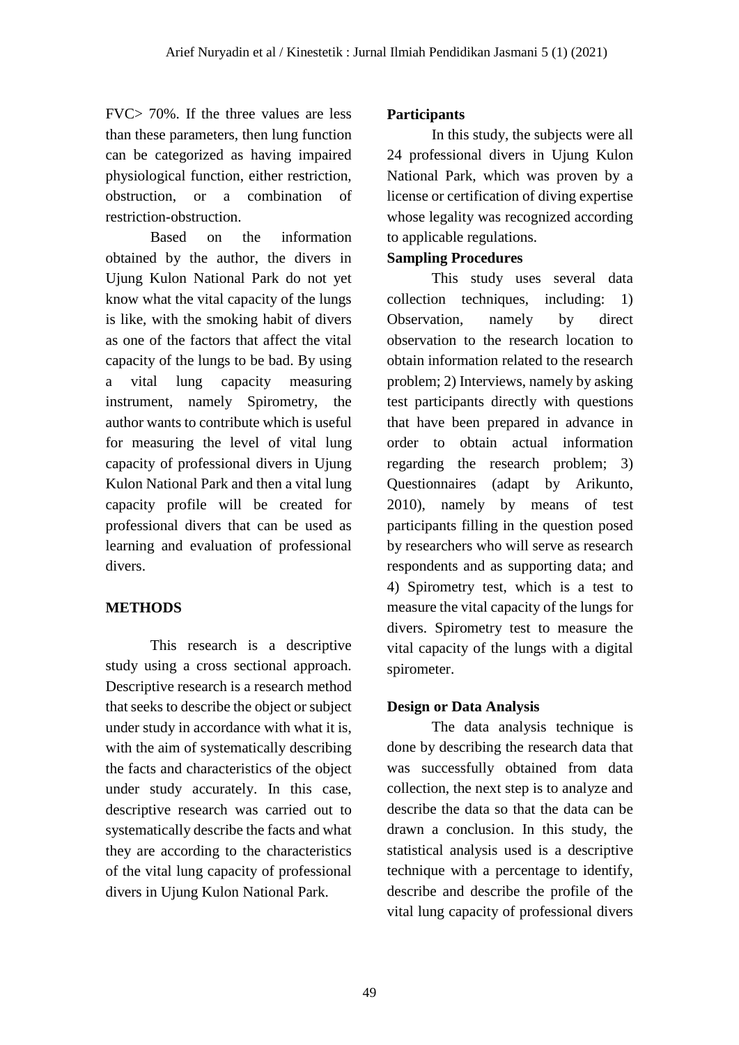FVC> 70%. If the three values are less than these parameters, then lung function can be categorized as having impaired physiological function, either restriction, obstruction, or a combination of restriction-obstruction.

Based on the information obtained by the author, the divers in Ujung Kulon National Park do not yet know what the vital capacity of the lungs is like, with the smoking habit of divers as one of the factors that affect the vital capacity of the lungs to be bad. By using a vital lung capacity measuring instrument, namely Spirometry, the author wants to contribute which is useful for measuring the level of vital lung capacity of professional divers in Ujung Kulon National Park and then a vital lung capacity profile will be created for professional divers that can be used as learning and evaluation of professional divers.

## METHODS

This research is a descriptive study using a cross sectional approach. Descriptive research is a research method that seeks to describe the object or subject under study in accordance with what it is, with the aim of systematically describing the facts and characteristics of the object under study accurately. In this case, descriptive research was carried out to systematically describe the facts and what they are according to the characteristics of the vital lung capacity of professional divers in Ujung Kulon National Park.

### Participants

In this study, the subjects were all 24 professional divers in Ujung Kulon National Park, which was proven by a license or certification of diving expertise whose legality was recognized according to applicable regulations.

### Sampling Procedures

This study uses several data collection techniques, including: 1) Observation, namely by direct observation to the research location to obtain information related to the research problem; 2) Interviews, namely by asking test participants directly with questions that have been prepared in advance in order to obtain actual information regarding the research problem; 3) Questionnaires (adapt by Arikunto, 2010), namely by means of test participants filling in the question posed by researchers who will serve as research respondents and as supporting data; and 4) Spirometry test, which is a test to measure the vital capacity of the lungs for divers. Spirometry test to measure the vital capacity of the lungs with a digital spirometer.

### Design or Data Analysis

The data analysis technique is done by describing the research data that was successfully obtained from data collection, the next step is to analyze and describe the data so that the data can be drawn a conclusion. In this study, the statistical analysis used is a descriptive technique with a percentage to identify, describe and describe the profile of the vital lung capacity of professional divers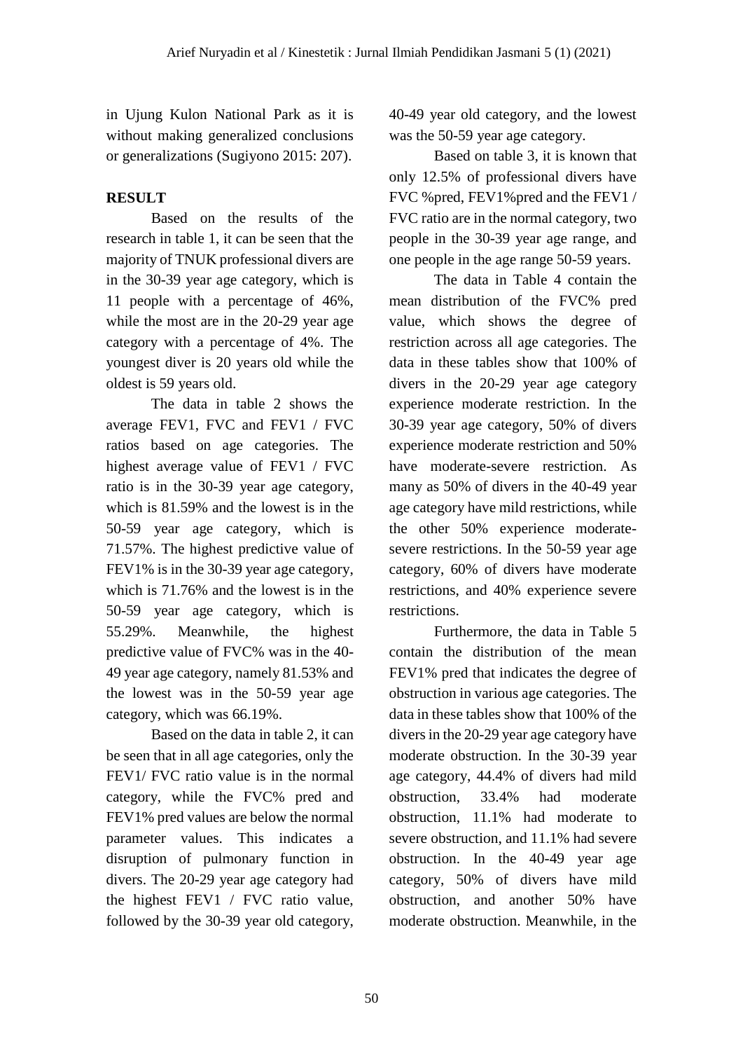in Ujung Kulon National Park as it is without making generalized conclusions or generalizations (Sugiyono 2015: 207).

## RESULT

Based on the results of the research in table 1, it can be seen that the majority of TNUK professional divers are in the 30-39 year age category, which is 11 people with a percentage of 46%, while the most are in the 20-29 year age category with a percentage of 4%. The youngest diver is 20 years old while the oldest is 59 years old.

The data in table 2 shows the average FEV1, FVC and FEV1 / FVC ratios based on age categories. The highest average value of FEV1 / FVC ratio is in the 30-39 year age category, which is 81.59% and the lowest is in the 50-59 year age category, which is 71.57%. The highest predictive value of FEV1% is in the 30-39 year age category, which is 71.76% and the lowest is in the 50-59 year age category, which is 55.29%. Meanwhile, the highest predictive value of FVC% was in the 40-49 year age category, namely 81.53% and the lowest was in the 50-59 year age category, which was 66.19%.

Based on the data in table 2, it can be seen that in all age categories, only the FEV1/ FVC ratio value is in the normal category, while the FVC% pred and FEV1% pred values are below the normal parameter values. This indicates a disruption of pulmonary function in divers. The 20-29 year age category had the highest FEV1 / FVC ratio value, followed by the 30-39 year old category, 40-49 year old category, and the lowest was the 50-59 year age category.

Based on table 3, it is known that only 12.5% of professional divers have FVC %pred, FEV1%pred and the FEV1 / FVC ratio are in the normal category, two people in the 30-39 year age range, and one people in the age range 50-59 years.

The data in Table 4 contain the mean distribution of the FVC% pred value, which shows the degree of restriction across all age categories. The data in these tables show that 100% of divers in the 20-29 year age category experience moderate restriction. In the 30-39 year age category, 50% of divers experience moderate restriction and 50% have moderate-severe restriction. As many as 50% of divers in the 40-49 year age category have mild restrictions, while the other 50% experience moderate-severe restrictions. In the 50-59 year age category, 60% of divers have moderate restrictions, and 40% experience severe restrictions.

Furthermore, the data in Table 5 contain the distribution of the mean FEV1% pred that indicates the degree of obstruction in various age categories. The data in these tables show that 100% of the divers in the 20-29 year age category have moderate obstruction. In the 30-39 year age category, 44.4% of divers had mild obstruction, 33.4% had moderate obstruction, 11.1% had moderate to severe obstruction, and 11.1% had severe obstruction. In the 40-49 year age category, 50% of divers have mild obstruction, and another 50% have moderate obstruction. Meanwhile, in the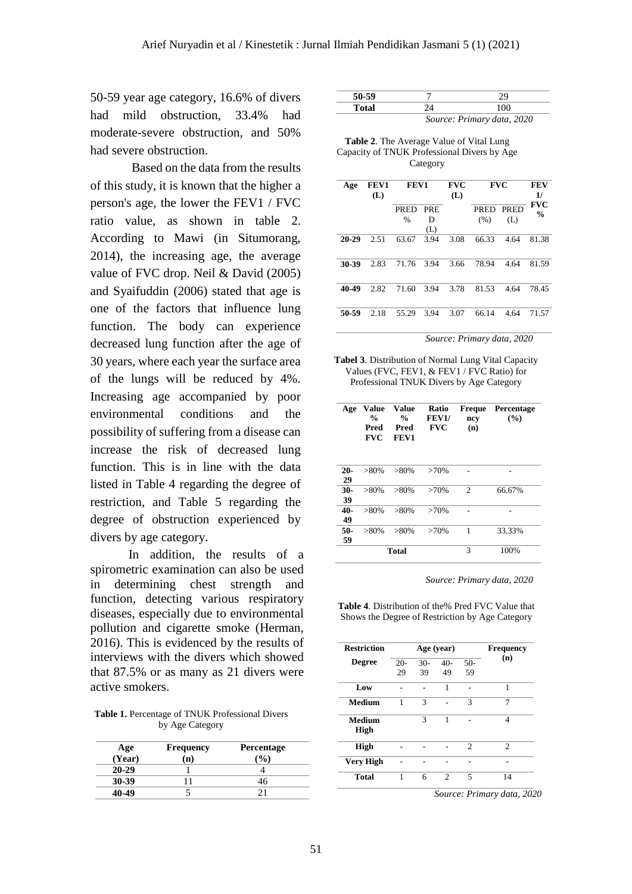50-59 year age category, 16.6% of divers had mild obstruction, 33.4% had moderate-severe obstruction, and 50% had severe obstruction.

Based on the data from the results of this study, it is known that the higher a person's age, the lower the FEV1 / FVC ratio value, as shown in table 2. According to Mawi (in Situmorang, 2014), the increasing age, the average value of FVC drop. Neil & David (2005) and Syaifuddin (2006) stated that age is one of the factors that influence lung function. The body can experience decreased lung function after the age of 30 years, where each year the surface area of the lungs will be reduced by 4%. Increasing age accompanied by poor environmental conditions and the possibility of suffering from a disease can increase the risk of decreased lung function. This is in line with the data listed in Table 4 regarding the degree of restriction, and Table 5 regarding the degree of obstruction experienced by divers by age category.

In addition, the results of a spirometric examination can also be used in determining chest strength and function, detecting various respiratory diseases, especially due to environmental pollution and cigarette smoke (Herman, 2016). This is evidenced by the results of interviews with the divers which showed that 87.5% or as many as 21 divers were active smokers.

**Table 1.** Percentage of TNUK Professional Divers by Age Category

| Age (Year) | Frequency (n) | Percentage (%) |
|---|---|---|
| 20-29 | 1 | 4 |
| 30-39 | 11 | 46 |
| 40-49 | 5 | 21 |
| 50-59 | 7 | 29 |
| Total | 24 | 100 |

*Source: Primary data, 2020*

**Table 2**. The Average Value of Vital Lung Capacity of TNUK Professional Divers by Age Category

| Age | FEV1 (L) | FEV1 | | FVC (L) | FVC | | FEV 1/ FVC % |
|---|---|---|---|---|---|---|---|
| | | PRED % | PRED (L) | | PRED (%) | PRED (L) | |
| 20-29 | 2.51 | 63.67 | 3.94 | 3.08 | 66.33 | 4.64 | 81.38 |
| 30-39 | 2.83 | 71.76 | 3.94 | 3.66 | 78.94 | 4.64 | 81.59 |
| 40-49 | 2.82 | 71.60 | 3.94 | 3.78 | 81.53 | 4.64 | 78.45 |
| 50-59 | 2.18 | 55.29 | 3.94 | 3.07 | 66.14 | 4.64 | 71.57 |

*Source: Primary data, 2020*

**Tabel 3**. Distribution of Normal Lung Vital Capacity Values (FVC, FEV1, & FEV1 / FVC Ratio) for Professional TNUK Divers by Age Category

| Age | Value % Pred FVC | Value % Pred FEV1 | Ratio FEV1/ FVC | Frequency (n) | Percentage (%) |
|---|---|---|---|---|---|
| 20-29 | >80% | >80% | >70% | - | - |
| 30-39 | >80% | >80% | >70% | 2 | 66.67% |
| 40-49 | >80% | >80% | >70% | - | - |
| 50-59 | >80% | >80% | >70% | 1 | 33.33% |
| Total | | | | 3 | 100% |

*Source: Primary data, 2020*

**Table 4**. Distribution of the% Pred FVC Value that Shows the Degree of Restriction by Age Category

| Restriction Degree | Age (year) | | | | Frequency (n) |
|---|---|---|---|---|---|
| | 20-29 | 30-39 | 40-49 | 50-59 | |
| Low | - | - | 1 | - | 1 |
| Medium | 1 | 3 | - | 3 | 7 |
| Medium High | | 3 | 1 | - | 4 |
| High | - | - | - | 2 | 2 |
| Very High | - | - | - | - | - |
| Total | 1 | 6 | 2 | 5 | 14 |

*Source: Primary data, 2020*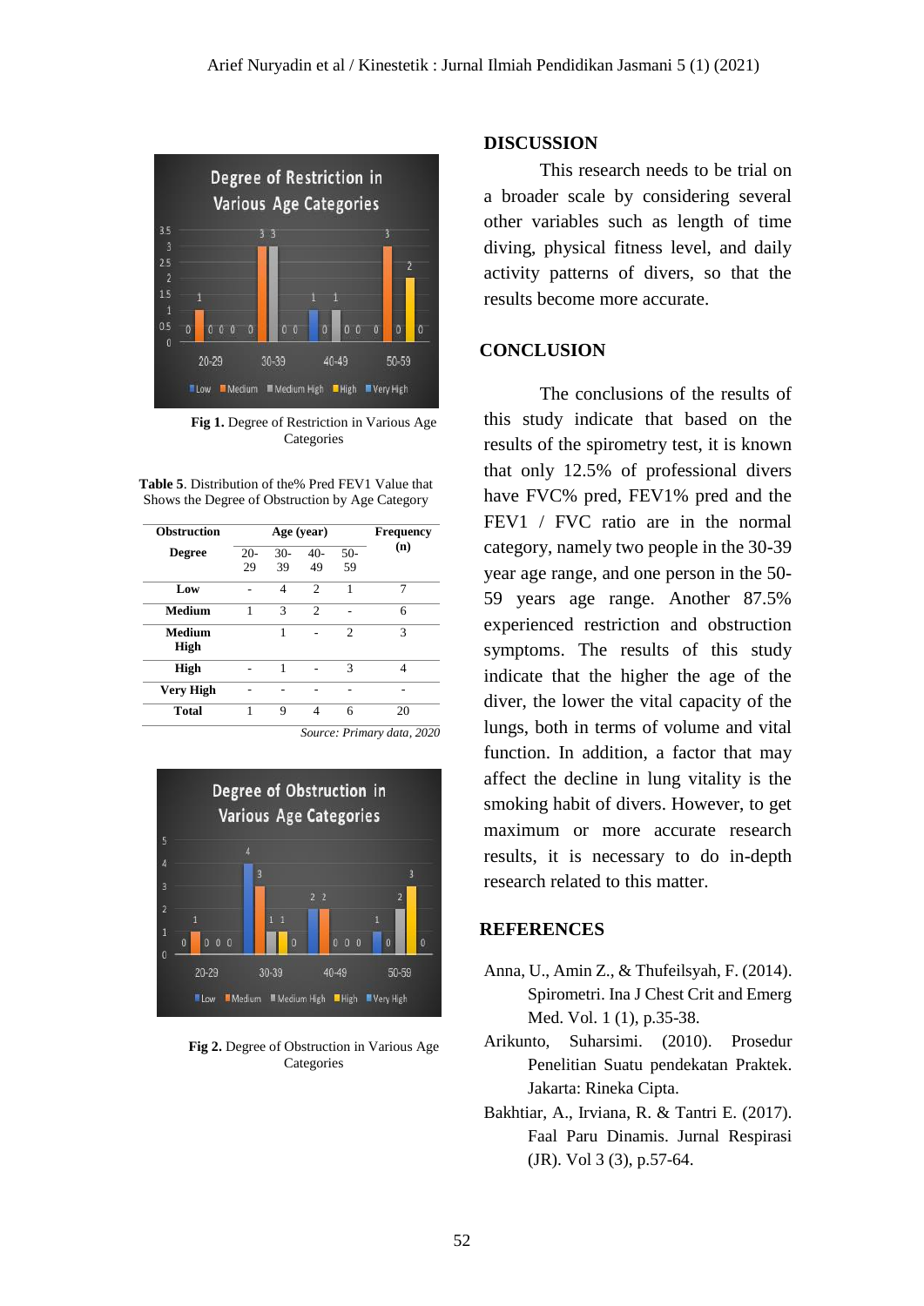Fig 1. Degree of Restriction in Various Age Categories

**Table 5**. Distribution of the% Pred FEV1 Value that Shows the Degree of Obstruction by Age Category

| Obstruction Degree | Age (year) | | | | Frequency (n) |
|---|---|---|---|---|---|
| | 20-29 | 30-39 | 40-49 | 50-59 | |
| **Low** | - | 4 | 2 | 1 | 7 |
| **Medium** | 1 | 3 | 2 | - | 6 |
| **Medium High** | | 1 | - | 2 | 3 |
| **High** | - | 1 | - | 3 | 4 |
| **Very High** | - | - | - | - | - |
| **Total** | 1 | 9 | 4 | 6 | 20 |

*Source: Primary data, 2020*

**Fig 2.** Degree of Obstruction in Various Age Categories

## DISCUSSION

This research needs to be trial on a broader scale by considering several other variables such as length of time diving, physical fitness level, and daily activity patterns of divers, so that the results become more accurate.

## CONCLUSION

The conclusions of the results of this study indicate that based on the results of the spirometry test, it is known that only 12.5% of professional divers have FVC% pred, FEV1% pred and the FEV1 / FVC ratio are in the normal category, namely two people in the 30-39 year age range, and one person in the 50-59 years age range. Another 87.5% experienced restriction and obstruction symptoms. The results of this study indicate that the higher the age of the diver, the lower the vital capacity of the lungs, both in terms of volume and vital function. In addition, a factor that may affect the decline in lung vitality is the smoking habit of divers. However, to get maximum or more accurate research results, it is necessary to do in-depth research related to this matter.

## REFERENCES

Anna, U., Amin Z., & Thufeilsyah, F. (2014). Spirometri. Ina J Chest Crit and Emerg Med. Vol. 1 (1), p.35-38.

Arikunto, Suharsimi. (2010). Prosedur Penelitian Suatu pendekatan Praktek. Jakarta: Rineka Cipta.

Bakhtiar, A., Irviana, R. & Tantri E. (2017). Faal Paru Dinamis. Jurnal Respirasi (JR). Vol 3 (3), p.57-64.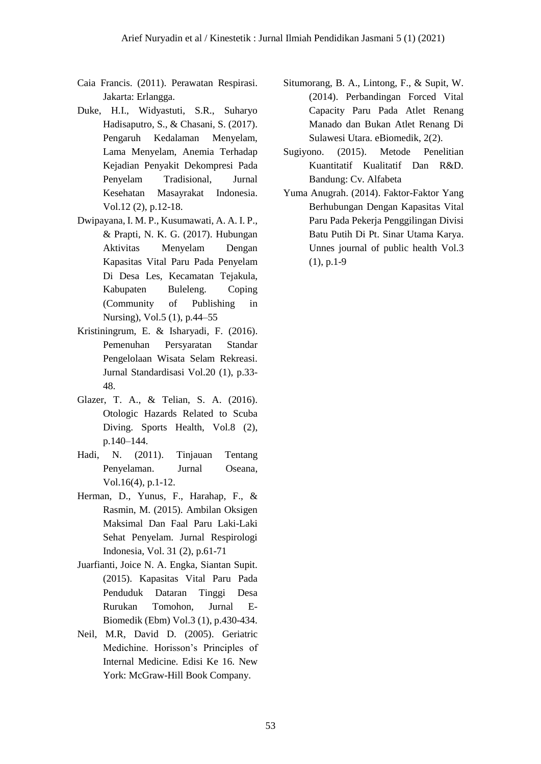Caia Francis. (2011). Perawatan Respirasi. Jakarta: Erlangga.

Duke, H.I., Widyastuti, S.R., Suharyo Hadisaputro, S., & Chasani, S. (2017). Pengaruh Kedalaman Menyelam, Lama Menyelam, Anemia Terhadap Kejadian Penyakit Dekompresi Pada Penyelam Tradisional, Jurnal Kesehatan Masayrakat Indonesia. Vol.12 (2), p.12-18.

Dwipayana, I. M. P., Kusumawati, A. A. I. P., & Prapti, N. K. G. (2017). Hubungan Aktivitas Menyelam Dengan Kapasitas Vital Paru Pada Penyelam Di Desa Les, Kecamatan Tejakula, Kabupaten Buleleng. Coping (Community of Publishing in Nursing), Vol.5 (1), p.44–55

Kristiningrum, E. & Isharyadi, F. (2016). Pemenuhan Persyaratan Standar Pengelolaan Wisata Selam Rekreasi. Jurnal Standardisasi Vol.20 (1), p.33-48.

Glazer, T. A., & Telian, S. A. (2016). Otologic Hazards Related to Scuba Diving. Sports Health, Vol.8 (2), p.140–144.

Hadi, N. (2011). Tinjauan Tentang Penyelaman. Jurnal Oseana, Vol.16(4), p.1-12.

Herman, D., Yunus, F., Harahap, F., & Rasmin, M. (2015). Ambilan Oksigen Maksimal Dan Faal Paru Laki-Laki Sehat Penyelam. Jurnal Respirologi Indonesia, Vol. 31 (2), p.61-71

Juarfianti, Joice N. A. Engka, Siantan Supit. (2015). Kapasitas Vital Paru Pada Penduduk Dataran Tinggi Desa Rurukan Tomohon, Jurnal E-Biomedik (Ebm) Vol.3 (1), p.430-434.

Neil, M.R, David D. (2005). Geriatric Medichine. Horisson's Principles of Internal Medicine. Edisi Ke 16. New York: McGraw-Hill Book Company.

Situmorang, B. A., Lintong, F., & Supit, W. (2014). Perbandingan Forced Vital Capacity Paru Pada Atlet Renang Manado dan Bukan Atlet Renang Di Sulawesi Utara. eBiomedik, 2(2).

Sugiyono. (2015). Metode Penelitian Kuantitatif Kualitatif Dan R&D. Bandung: Cv. Alfabeta

Yuma Anugrah. (2014). Faktor-Faktor Yang Berhubungan Dengan Kapasitas Vital Paru Pada Pekerja Penggilingan Divisi Batu Putih Di Pt. Sinar Utama Karya. Unnes journal of public health Vol.3 (1), p.1-9